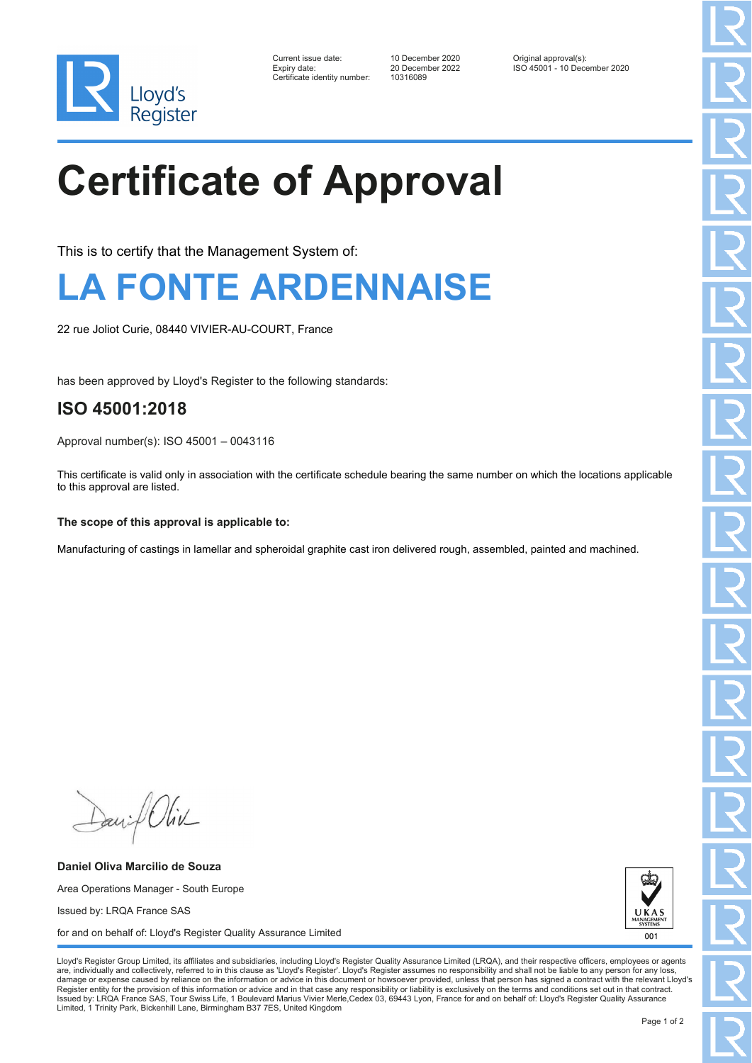Lloyd's Register

| | | |
|---|---|---|
| Current issue date: | 10 December 2020 | Original approval(s): |
| Expiry date: | 20 December 2022 | ISO 45001 - 10 December 2020 |
| Certificate identity number: | 10316089 | |

# Certificate of Approval

This is to certify that the Management System of:

## LA FONTE ARDENNAISE

22 rue Joliot Curie, 08440 VIVIER-AU-COURT, France

has been approved by Lloyd's Register to the following standards:

### ISO 45001:2018

Approval number(s): ISO 45001 – 0043116

This certificate is valid only in association with the certificate schedule bearing the same number on which the locations applicable to this approval are listed.

**The scope of this approval is applicable to:**

Manufacturing of castings in lamellar and spheroidal graphite cast iron delivered rough, assembled, painted and machined.

**Daniel Oliva Marcilio de Souza**

Area Operations Manager - South Europe

Issued by: LRQA France SAS

for and on behalf of: Lloyd's Register Quality Assurance Limited

UKAS MANAGEMENT SYSTEMS 001

Lloyd's Register Group Limited, its affiliates and subsidiaries, including Lloyd's Register Quality Assurance Limited (LRQA), and their respective officers, employees or agents are, individually and collectively, referred to in this clause as 'Lloyd's Register'. Lloyd's Register assumes no responsibility and shall not be liable to any person for any loss, damage or expense caused by reliance on the information or advice in this document or howsoever provided, unless that person has signed a contract with the relevant Lloyd's Register entity for the provision of this information or advice and in that case any responsibility or liability is exclusively on the terms and conditions set out in that contract.
Issued by: LRQA France SAS, Tour Swiss Life, 1 Boulevard Marius Vivier Merle,Cedex 03, 69443 Lyon, France for and on behalf of: Lloyd's Register Quality Assurance Limited, 1 Trinity Park, Bickenhill Lane, Birmingham B37 7ES, United Kingdom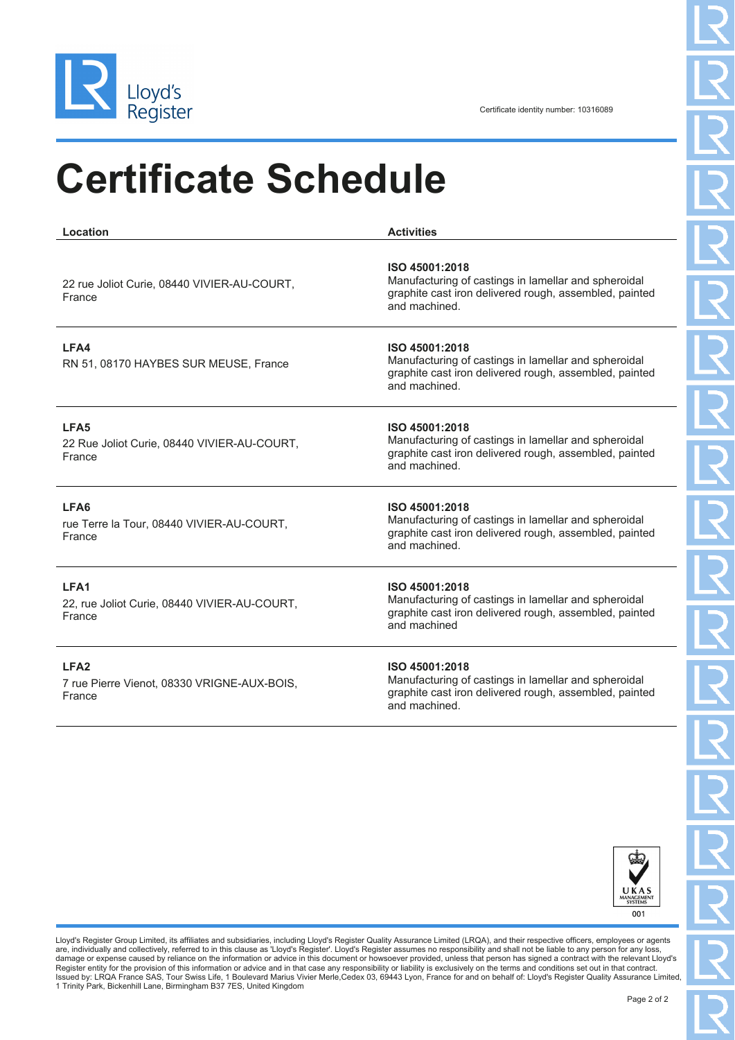Lloyd's Register

Certificate identity number: 10316089

# Certificate Schedule

| Location | Activities |
| --- | --- |
| 22 rue Joliot Curie, 08440 VIVIER-AU-COURT, France | **ISO 45001:2018**<br>Manufacturing of castings in lamellar and spheroidal graphite cast iron delivered rough, assembled, painted and machined. |
| **LFA4**<br>RN 51, 08170 HAYBES SUR MEUSE, France | **ISO 45001:2018**<br>Manufacturing of castings in lamellar and spheroidal graphite cast iron delivered rough, assembled, painted and machined. |
| **LFA5**<br>22 Rue Joliot Curie, 08440 VIVIER-AU-COURT, France | **ISO 45001:2018**<br>Manufacturing of castings in lamellar and spheroidal graphite cast iron delivered rough, assembled, painted and machined. |
| **LFA6**<br>rue Terre la Tour, 08440 VIVIER-AU-COURT, France | **ISO 45001:2018**<br>Manufacturing of castings in lamellar and spheroidal graphite cast iron delivered rough, assembled, painted and machined. |
| **LFA1**<br>22, rue Joliot Curie, 08440 VIVIER-AU-COURT, France | **ISO 45001:2018**<br>Manufacturing of castings in lamellar and spheroidal graphite cast iron delivered rough, assembled, painted and machined |
| **LFA2**<br>7 rue Pierre Vienot, 08330 VRIGNE-AUX-BOIS, France | **ISO 45001:2018**<br>Manufacturing of castings in lamellar and spheroidal graphite cast iron delivered rough, assembled, painted and machined. |

UKAS MANAGEMENT SYSTEMS 001

Lloyd's Register Group Limited, its affiliates and subsidiaries, including Lloyd's Register Quality Assurance Limited (LRQA), and their respective officers, employees or agents are, individually and collectively, referred to in this clause as 'Lloyd's Register'. Lloyd's Register assumes no responsibility and shall not be liable to any person for any loss, damage or expense caused by reliance on the information or advice in this document or howsoever provided, unless that person has signed a contract with the relevant Lloyd's Register entity for the provision of this information or advice and in that case any responsibility or liability is exclusively on the terms and conditions set out in that contract.
Issued by: LRQA France SAS, Tour Swiss Life, 1 Boulevard Marius Vivier Merle,Cedex 03, 69443 Lyon, France for and on behalf of: Lloyd's Register Quality Assurance Limited, 1 Trinity Park, Bickenhill Lane, Birmingham B37 7ES, United Kingdom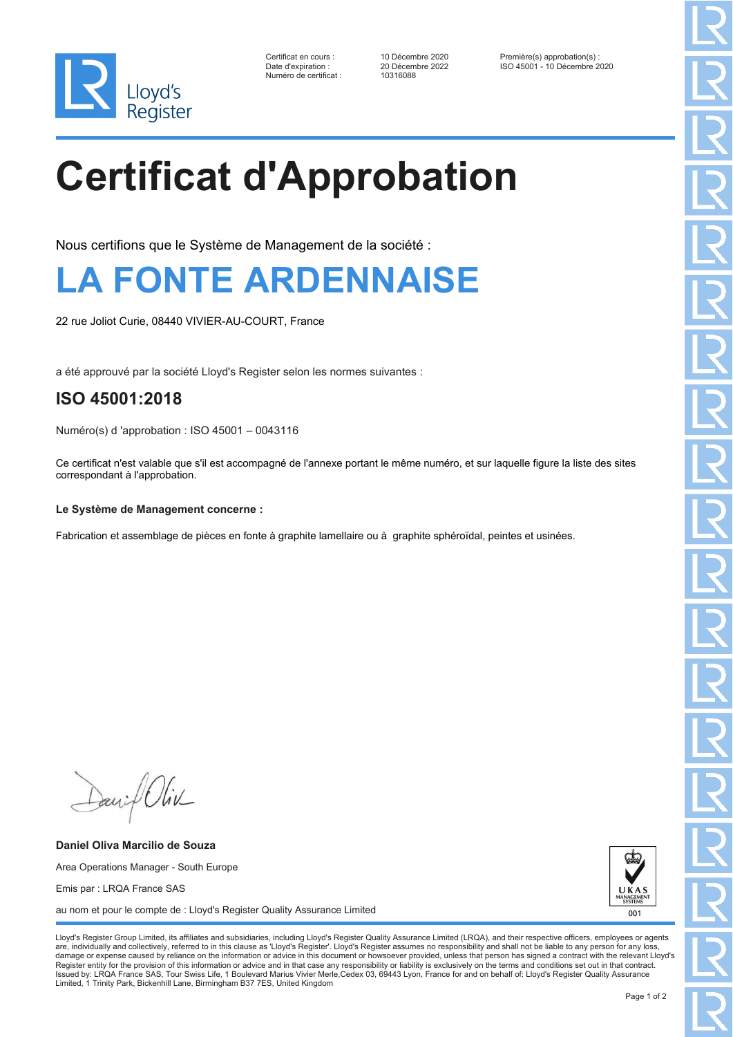Lloyd's Register

Certificat en cours : 10 Décembre 2020
Date d'expiration : 20 Décembre 2022
Numéro de certificat : 10316088

Première(s) approbation(s) :
ISO 45001 - 10 Décembre 2020

# Certificat d'Approbation

Nous certifions que le Système de Management de la société :

## LA FONTE ARDENNAISE

22 rue Joliot Curie, 08440 VIVIER-AU-COURT, France

a été approuvé par la société Lloyd's Register selon les normes suivantes :

## ISO 45001:2018

Numéro(s) d 'approbation : ISO 45001 – 0043116

Ce certificat n'est valable que s'il est accompagné de l'annexe portant le même numéro, et sur laquelle figure la liste des sites correspondant à l'approbation.

**Le Système de Management concerne :**

Fabrication et assemblage de pièces en fonte à graphite lamellaire ou à graphite sphéroïdal, peintes et usinées.

**Daniel Oliva Marcilio de Souza**

Area Operations Manager - South Europe

Emis par : LRQA France SAS

au nom et pour le compte de : Lloyd's Register Quality Assurance Limited

UKAS MANAGEMENT SYSTEMS 001

Lloyd's Register Group Limited, its affiliates and subsidiaries, including Lloyd's Register Quality Assurance Limited (LRQA), and their respective officers, employees or agents are, individually and collectively, referred to in this clause as 'Lloyd's Register'. Lloyd's Register assumes no responsibility and shall not be liable to any person for any loss, damage or expense caused by reliance on the information or advice in this document or howsoever provided, unless that person has signed a contract with the relevant Lloyd's Register entity for the provision of this information or advice and in that case any responsibility or liability is exclusively on the terms and conditions set out in that contract.
Issued by: LRQA France SAS, Tour Swiss Life, 1 Boulevard Marius Vivier Merle,Cedex 03, 69443 Lyon, France for and on behalf of: Lloyd's Register Quality Assurance Limited, 1 Trinity Park, Bickenhill Lane, Birmingham B37 7ES, United Kingdom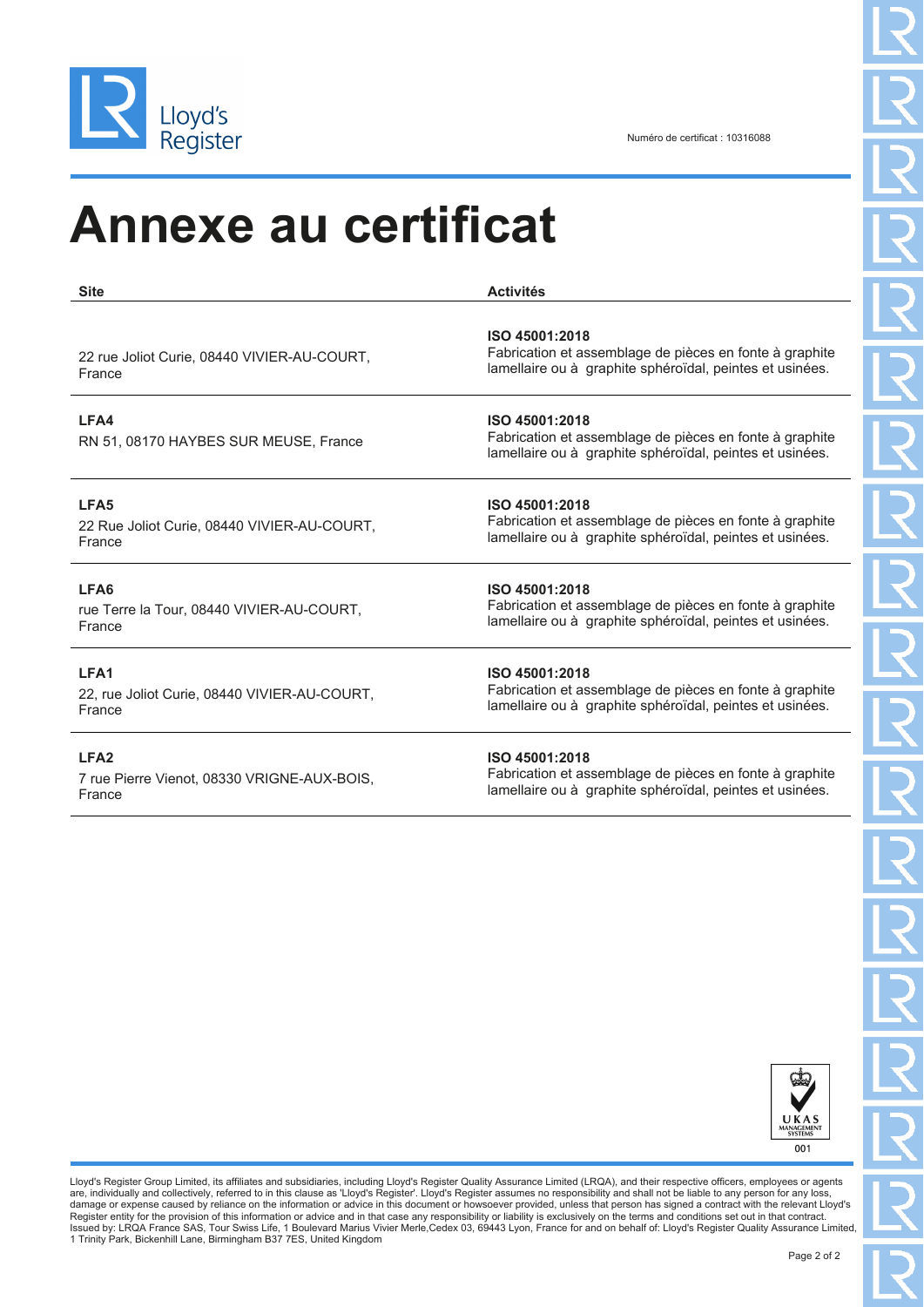Lloyd's Register

Numéro de certificat : 10316088

# Annexe au certificat

| Site | Activités |
| --- | --- |
| 22 rue Joliot Curie, 08440 VIVIER-AU-COURT, France | **ISO 45001:2018** Fabrication et assemblage de pièces en fonte à graphite lamellaire ou à graphite sphéroïdal, peintes et usinées. |
| **LFA4** RN 51, 08170 HAYBES SUR MEUSE, France | **ISO 45001:2018** Fabrication et assemblage de pièces en fonte à graphite lamellaire ou à graphite sphéroïdal, peintes et usinées. |
| **LFA5** 22 Rue Joliot Curie, 08440 VIVIER-AU-COURT, France | **ISO 45001:2018** Fabrication et assemblage de pièces en fonte à graphite lamellaire ou à graphite sphéroïdal, peintes et usinées. |
| **LFA6** rue Terre la Tour, 08440 VIVIER-AU-COURT, France | **ISO 45001:2018** Fabrication et assemblage de pièces en fonte à graphite lamellaire ou à graphite sphéroïdal, peintes et usinées. |
| **LFA1** 22, rue Joliot Curie, 08440 VIVIER-AU-COURT, France | **ISO 45001:2018** Fabrication et assemblage de pièces en fonte à graphite lamellaire ou à graphite sphéroïdal, peintes et usinées. |
| **LFA2** 7 rue Pierre Vienot, 08330 VRIGNE-AUX-BOIS, France | **ISO 45001:2018** Fabrication et assemblage de pièces en fonte à graphite lamellaire ou à graphite sphéroïdal, peintes et usinées. |

UKAS MANAGEMENT SYSTEMS 001

Lloyd's Register Group Limited, its affiliates and subsidiaries, including Lloyd's Register Quality Assurance Limited (LRQA), and their respective officers, employees or agents are, individually and collectively, referred to in this clause as 'Lloyd's Register'. Lloyd's Register assumes no responsibility and shall not be liable to any person for any loss, damage or expense caused by reliance on the information or advice in this document or howsoever provided, unless that person has signed a contract with the relevant Lloyd's Register entity for the provision of this information or advice and in that case any responsibility or liability is exclusively on the terms and conditions set out in that contract.
Issued by: LRQA France SAS, Tour Swiss Life, 1 Boulevard Marius Vivier Merle,Cedex 03, 69443 Lyon, France for and on behalf of: Lloyd's Register Quality Assurance Limited, 1 Trinity Park, Bickenhill Lane, Birmingham B37 7ES, United Kingdom